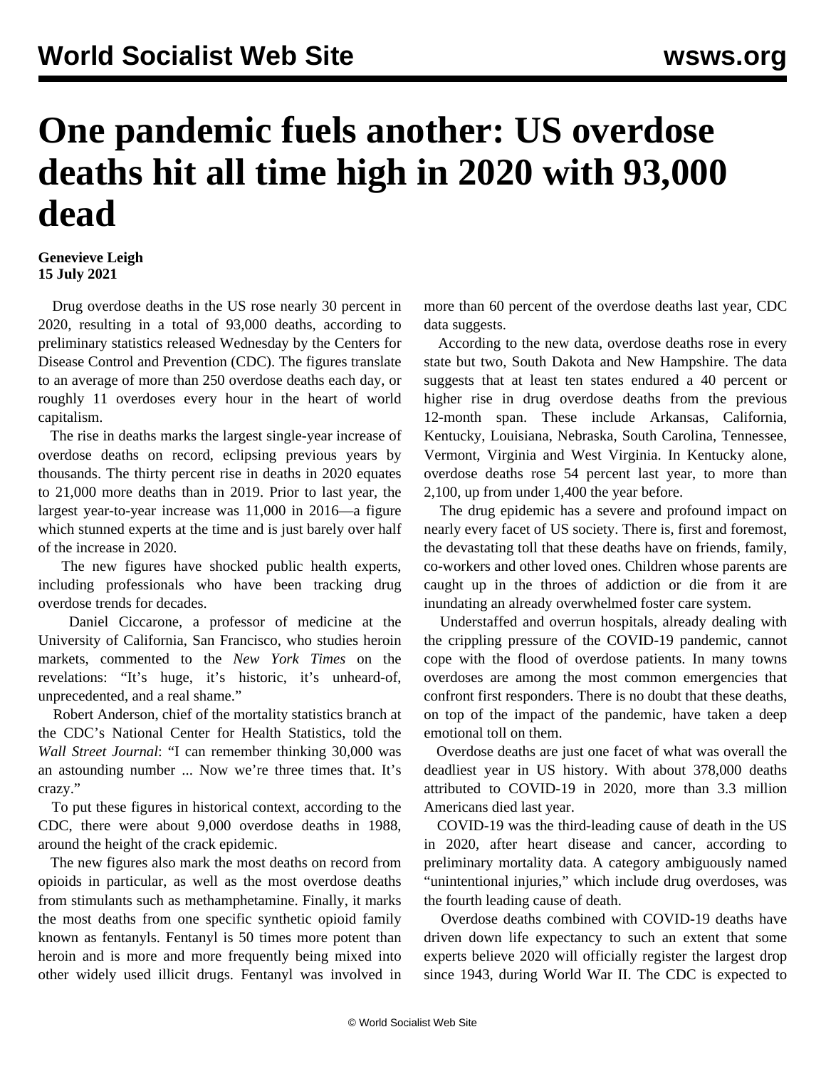# One pandemic fuels another: US overdose deaths hit all time high in 2020 with 93,000 dead

**Genevieve Leigh**
**15 July 2021**

Drug overdose deaths in the US rose nearly 30 percent in 2020, resulting in a total of 93,000 deaths, according to preliminary statistics released Wednesday by the Centers for Disease Control and Prevention (CDC). The figures translate to an average of more than 250 overdose deaths each day, or roughly 11 overdoses every hour in the heart of world capitalism.

The rise in deaths marks the largest single-year increase of overdose deaths on record, eclipsing previous years by thousands. The thirty percent rise in deaths in 2020 equates to 21,000 more deaths than in 2019. Prior to last year, the largest year-to-year increase was 11,000 in 2016—a figure which stunned experts at the time and is just barely over half of the increase in 2020.

The new figures have shocked public health experts, including professionals who have been tracking drug overdose trends for decades.

Daniel Ciccarone, a professor of medicine at the University of California, San Francisco, who studies heroin markets, commented to the *New York Times* on the revelations: "It's huge, it's historic, it's unheard-of, unprecedented, and a real shame."

Robert Anderson, chief of the mortality statistics branch at the CDC's National Center for Health Statistics, told the *Wall Street Journal*: "I can remember thinking 30,000 was an astounding number ... Now we're three times that. It's crazy."

To put these figures in historical context, according to the CDC, there were about 9,000 overdose deaths in 1988, around the height of the crack epidemic.

The new figures also mark the most deaths on record from opioids in particular, as well as the most overdose deaths from stimulants such as methamphetamine. Finally, it marks the most deaths from one specific synthetic opioid family known as fentanyls. Fentanyl is 50 times more potent than heroin and is more and more frequently being mixed into other widely used illicit drugs. Fentanyl was involved in more than 60 percent of the overdose deaths last year, CDC data suggests.

According to the new data, overdose deaths rose in every state but two, South Dakota and New Hampshire. The data suggests that at least ten states endured a 40 percent or higher rise in drug overdose deaths from the previous 12-month span. These include Arkansas, California, Kentucky, Louisiana, Nebraska, South Carolina, Tennessee, Vermont, Virginia and West Virginia. In Kentucky alone, overdose deaths rose 54 percent last year, to more than 2,100, up from under 1,400 the year before.

The drug epidemic has a severe and profound impact on nearly every facet of US society. There is, first and foremost, the devastating toll that these deaths have on friends, family, co-workers and other loved ones. Children whose parents are caught up in the throes of addiction or die from it are inundating an already overwhelmed foster care system.

Understaffed and overrun hospitals, already dealing with the crippling pressure of the COVID-19 pandemic, cannot cope with the flood of overdose patients. In many towns overdoses are among the most common emergencies that confront first responders. There is no doubt that these deaths, on top of the impact of the pandemic, have taken a deep emotional toll on them.

Overdose deaths are just one facet of what was overall the deadliest year in US history. With about 378,000 deaths attributed to COVID-19 in 2020, more than 3.3 million Americans died last year.

COVID-19 was the third-leading cause of death in the US in 2020, after heart disease and cancer, according to preliminary mortality data. A category ambiguously named "unintentional injuries," which include drug overdoses, was the fourth leading cause of death.

Overdose deaths combined with COVID-19 deaths have driven down life expectancy to such an extent that some experts believe 2020 will officially register the largest drop since 1943, during World War II. The CDC is expected to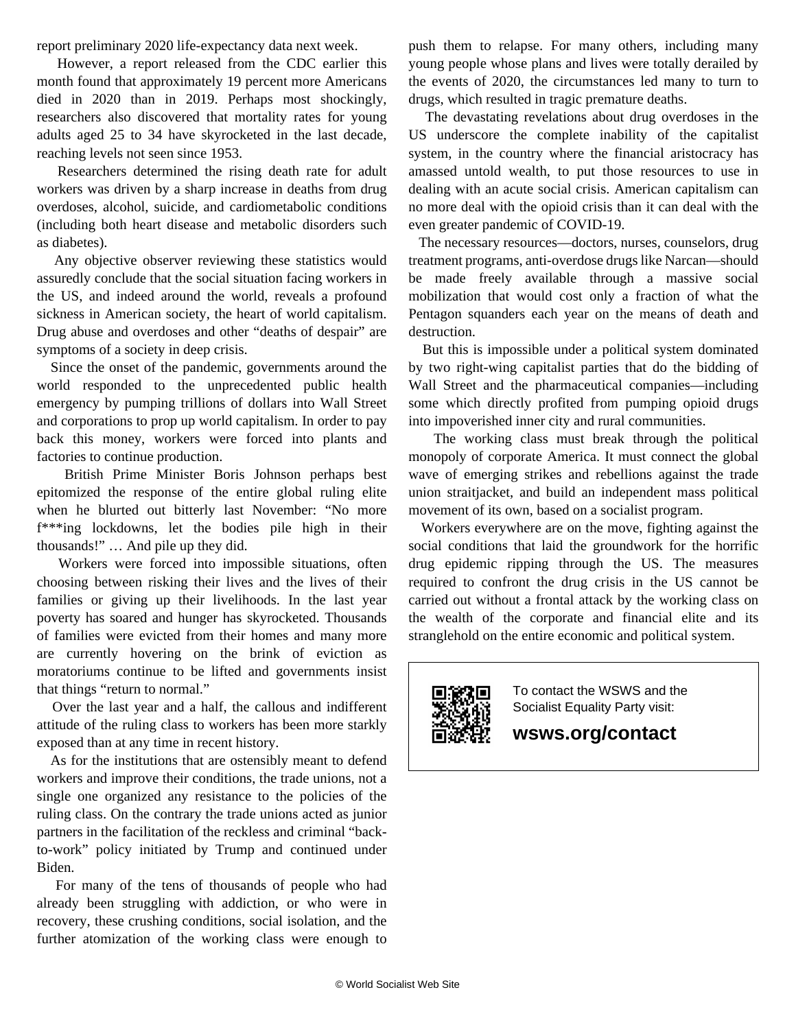report preliminary 2020 life-expectancy data next week.

However, a report released from the CDC earlier this month found that approximately 19 percent more Americans died in 2020 than in 2019. Perhaps most shockingly, researchers also discovered that mortality rates for young adults aged 25 to 34 have skyrocketed in the last decade, reaching levels not seen since 1953.

Researchers determined the rising death rate for adult workers was driven by a sharp increase in deaths from drug overdoses, alcohol, suicide, and cardiometabolic conditions (including both heart disease and metabolic disorders such as diabetes).

Any objective observer reviewing these statistics would assuredly conclude that the social situation facing workers in the US, and indeed around the world, reveals a profound sickness in American society, the heart of world capitalism. Drug abuse and overdoses and other "deaths of despair" are symptoms of a society in deep crisis.

Since the onset of the pandemic, governments around the world responded to the unprecedented public health emergency by pumping trillions of dollars into Wall Street and corporations to prop up world capitalism. In order to pay back this money, workers were forced into plants and factories to continue production.

British Prime Minister Boris Johnson perhaps best epitomized the response of the entire global ruling elite when he blurted out bitterly last November: "No more f***ing lockdowns, let the bodies pile high in their thousands!" … And pile up they did.

Workers were forced into impossible situations, often choosing between risking their lives and the lives of their families or giving up their livelihoods. In the last year poverty has soared and hunger has skyrocketed. Thousands of families were evicted from their homes and many more are currently hovering on the brink of eviction as moratoriums continue to be lifted and governments insist that things "return to normal."

Over the last year and a half, the callous and indifferent attitude of the ruling class to workers has been more starkly exposed than at any time in recent history.

As for the institutions that are ostensibly meant to defend workers and improve their conditions, the trade unions, not a single one organized any resistance to the policies of the ruling class. On the contrary the trade unions acted as junior partners in the facilitation of the reckless and criminal "back-to-work" policy initiated by Trump and continued under Biden.

For many of the tens of thousands of people who had already been struggling with addiction, or who were in recovery, these crushing conditions, social isolation, and the further atomization of the working class were enough to push them to relapse. For many others, including many young people whose plans and lives were totally derailed by the events of 2020, the circumstances led many to turn to drugs, which resulted in tragic premature deaths.

The devastating revelations about drug overdoses in the US underscore the complete inability of the capitalist system, in the country where the financial aristocracy has amassed untold wealth, to put those resources to use in dealing with an acute social crisis. American capitalism can no more deal with the opioid crisis than it can deal with the even greater pandemic of COVID-19.

The necessary resources—doctors, nurses, counselors, drug treatment programs, anti-overdose drugs like Narcan—should be made freely available through a massive social mobilization that would cost only a fraction of what the Pentagon squanders each year on the means of death and destruction.

But this is impossible under a political system dominated by two right-wing capitalist parties that do the bidding of Wall Street and the pharmaceutical companies—including some which directly profited from pumping opioid drugs into impoverished inner city and rural communities.

The working class must break through the political monopoly of corporate America. It must connect the global wave of emerging strikes and rebellions against the trade union straitjacket, and build an independent mass political movement of its own, based on a socialist program.

Workers everywhere are on the move, fighting against the social conditions that laid the groundwork for the horrific drug epidemic ripping through the US. The measures required to confront the drug crisis in the US cannot be carried out without a frontal attack by the working class on the wealth of the corporate and financial elite and its stranglehold on the entire economic and political system.

To contact the WSWS and the Socialist Equality Party visit:

**wsws.org/contact**